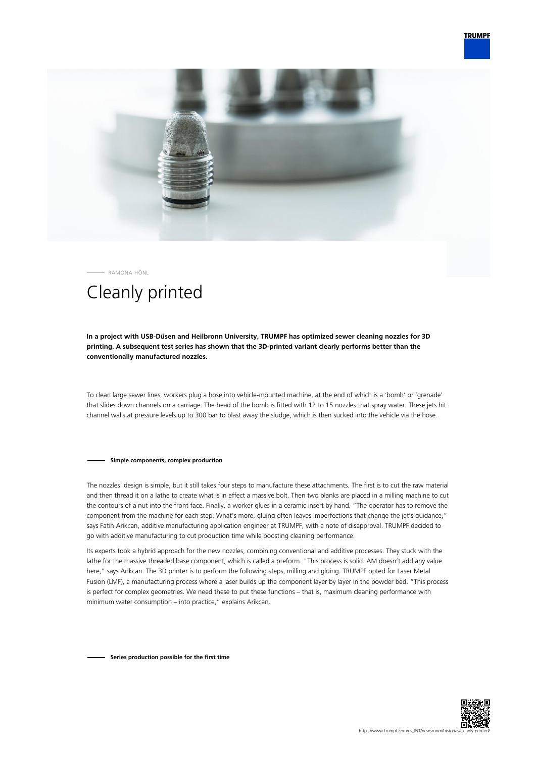RAMONA HÖNL

# Cleanly printed

**In a project with USB-Düsen and Heilbronn University, TRUMPF has optimized sewer cleaning nozzles for 3D printing. A subsequent test series has shown that the 3D-printed variant clearly performs better than the conventionally manufactured nozzles.**

To clean large sewer lines, workers plug a hose into vehicle-mounted machine, at the end of which is a 'bomb' or 'grenade' that slides down channels on a carriage. The head of the bomb is fitted with 12 to 15 nozzles that spray water. These jets hit channel walls at pressure levels up to 300 bar to blast away the sludge, which is then sucked into the vehicle via the hose.

## Simple components, complex production

The nozzles' design is simple, but it still takes four steps to manufacture these attachments. The first is to cut the raw material and then thread it on a lathe to create what is in effect a massive bolt. Then two blanks are placed in a milling machine to cut the contours of a nut into the front face. Finally, a worker glues in a ceramic insert by hand. "The operator has to remove the component from the machine for each step. What's more, gluing often leaves imperfections that change the jet's guidance," says Fatih Arikcan, additive manufacturing application engineer at TRUMPF, with a note of disapproval. TRUMPF decided to go with additive manufacturing to cut production time while boosting cleaning performance.

Its experts took a hybrid approach for the new nozzles, combining conventional and additive processes. They stuck with the lathe for the massive threaded base component, which is called a preform. "This process is solid. AM doesn't add any value here," says Arikcan. The 3D printer is to perform the following steps, milling and gluing. TRUMPF opted for Laser Metal Fusion (LMF), a manufacturing process where a laser builds up the component layer by layer in the powder bed. "This process is perfect for complex geometries. We need these to put these functions – that is, maximum cleaning performance with minimum water consumption – into practice," explains Arikcan.

## Series production possible for the first time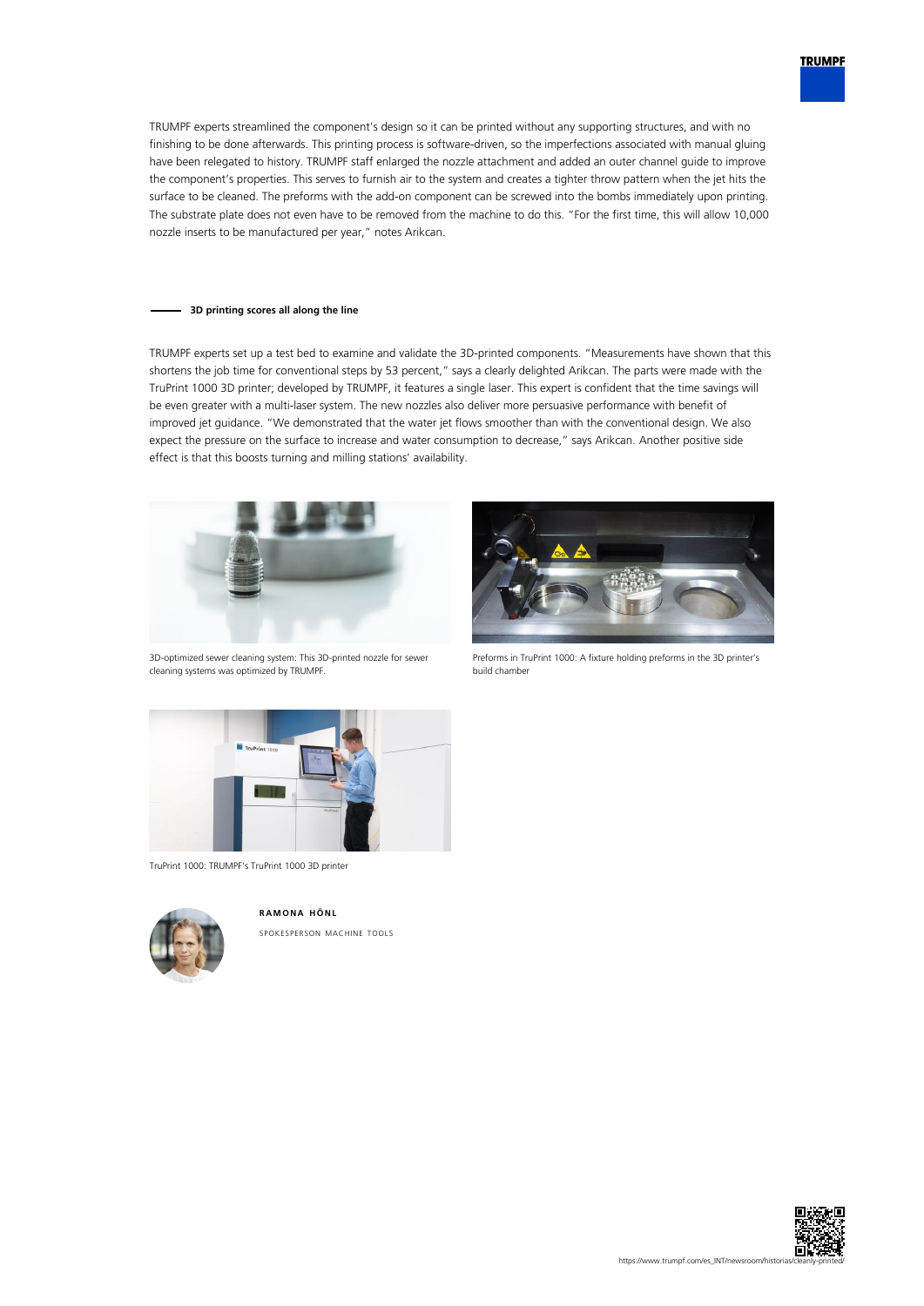TRUMPF experts streamlined the component's design so it can be printed without any supporting structures, and with no finishing to be done afterwards. This printing process is software-driven, so the imperfections associated with manual gluing have been relegated to history. TRUMPF staff enlarged the nozzle attachment and added an outer channel guide to improve the component's properties. This serves to furnish air to the system and creates a tighter throw pattern when the jet hits the surface to be cleaned. The preforms with the add-on component can be screwed into the bombs immediately upon printing. The substrate plate does not even have to be removed from the machine to do this. "For the first time, this will allow 10,000 nozzle inserts to be manufactured per year," notes Arikcan.

## 3D printing scores all along the line

TRUMPF experts set up a test bed to examine and validate the 3D-printed components. "Measurements have shown that this shortens the job time for conventional steps by 53 percent," says a clearly delighted Arikcan. The parts were made with the TruPrint 1000 3D printer; developed by TRUMPF, it features a single laser. This expert is confident that the time savings will be even greater with a multi-laser system. The new nozzles also deliver more persuasive performance with benefit of improved jet guidance. "We demonstrated that the water jet flows smoother than with the conventional design. We also expect the pressure on the surface to increase and water consumption to decrease," says Arikcan. Another positive side effect is that this boosts turning and milling stations' availability.

3D-optimized sewer cleaning system: This 3D-printed nozzle for sewer cleaning systems was optimized by TRUMPF.

Preforms in TruPrint 1000: A fixture holding preforms in the 3D printer's build chamber

TruPrint 1000: TRUMPF's TruPrint 1000 3D printer

**RAMONA HÖNL**

SPOKESPERSON MACHINE TOOLS